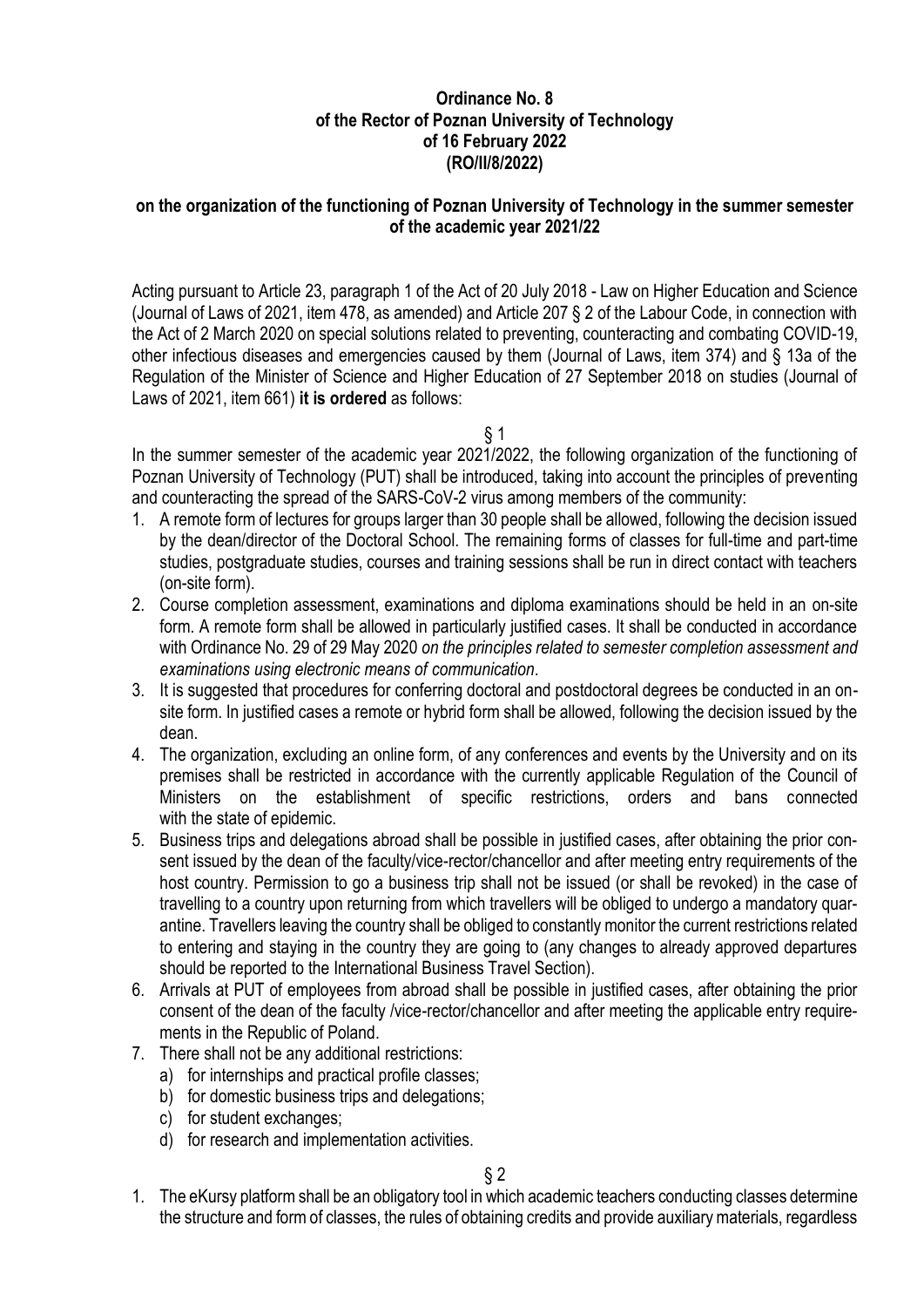**Ordinance No. 8**
**of the Rector of Poznan University of Technology**
**of 16 February 2022**
**(RO/II/8/2022)**

**on the organization of the functioning of Poznan University of Technology in the summer semester of the academic year 2021/22**

Acting pursuant to Article 23, paragraph 1 of the Act of 20 July 2018 - Law on Higher Education and Science (Journal of Laws of 2021, item 478, as amended) and Article 207 § 2 of the Labour Code, in connection with the Act of 2 March 2020 on special solutions related to preventing, counteracting and combating COVID-19, other infectious diseases and emergencies caused by them (Journal of Laws, item 374) and § 13a of the Regulation of the Minister of Science and Higher Education of 27 September 2018 on studies (Journal of Laws of 2021, item 661) **it is ordered** as follows:

§ 1

In the summer semester of the academic year 2021/2022, the following organization of the functioning of Poznan University of Technology (PUT) shall be introduced, taking into account the principles of preventing and counteracting the spread of the SARS-CoV-2 virus among members of the community:

1. A remote form of lectures for groups larger than 30 people shall be allowed, following the decision issued by the dean/director of the Doctoral School. The remaining forms of classes for full-time and part-time studies, postgraduate studies, courses and training sessions shall be run in direct contact with teachers (on-site form).
2. Course completion assessment, examinations and diploma examinations should be held in an on-site form. A remote form shall be allowed in particularly justified cases. It shall be conducted in accordance with Ordinance No. 29 of 29 May 2020 *on the principles related to semester completion assessment and examinations using electronic means of communication*.
3. It is suggested that procedures for conferring doctoral and postdoctoral degrees be conducted in an on-site form. In justified cases a remote or hybrid form shall be allowed, following the decision issued by the dean.
4. The organization, excluding an online form, of any conferences and events by the University and on its premises shall be restricted in accordance with the currently applicable Regulation of the Council of Ministers on the establishment of specific restrictions, orders and bans connected with the state of epidemic.
5. Business trips and delegations abroad shall be possible in justified cases, after obtaining the prior consent issued by the dean of the faculty/vice-rector/chancellor and after meeting entry requirements of the host country. Permission to go a business trip shall not be issued (or shall be revoked) in the case of travelling to a country upon returning from which travellers will be obliged to undergo a mandatory quarantine. Travellers leaving the country shall be obliged to constantly monitor the current restrictions related to entering and staying in the country they are going to (any changes to already approved departures should be reported to the International Business Travel Section).
6. Arrivals at PUT of employees from abroad shall be possible in justified cases, after obtaining the prior consent of the dean of the faculty /vice-rector/chancellor and after meeting the applicable entry requirements in the Republic of Poland.
7. There shall not be any additional restrictions:
   a) for internships and practical profile classes;
   b) for domestic business trips and delegations;
   c) for student exchanges;
   d) for research and implementation activities.

§ 2

1. The eKursy platform shall be an obligatory tool in which academic teachers conducting classes determine the structure and form of classes, the rules of obtaining credits and provide auxiliary materials, regardless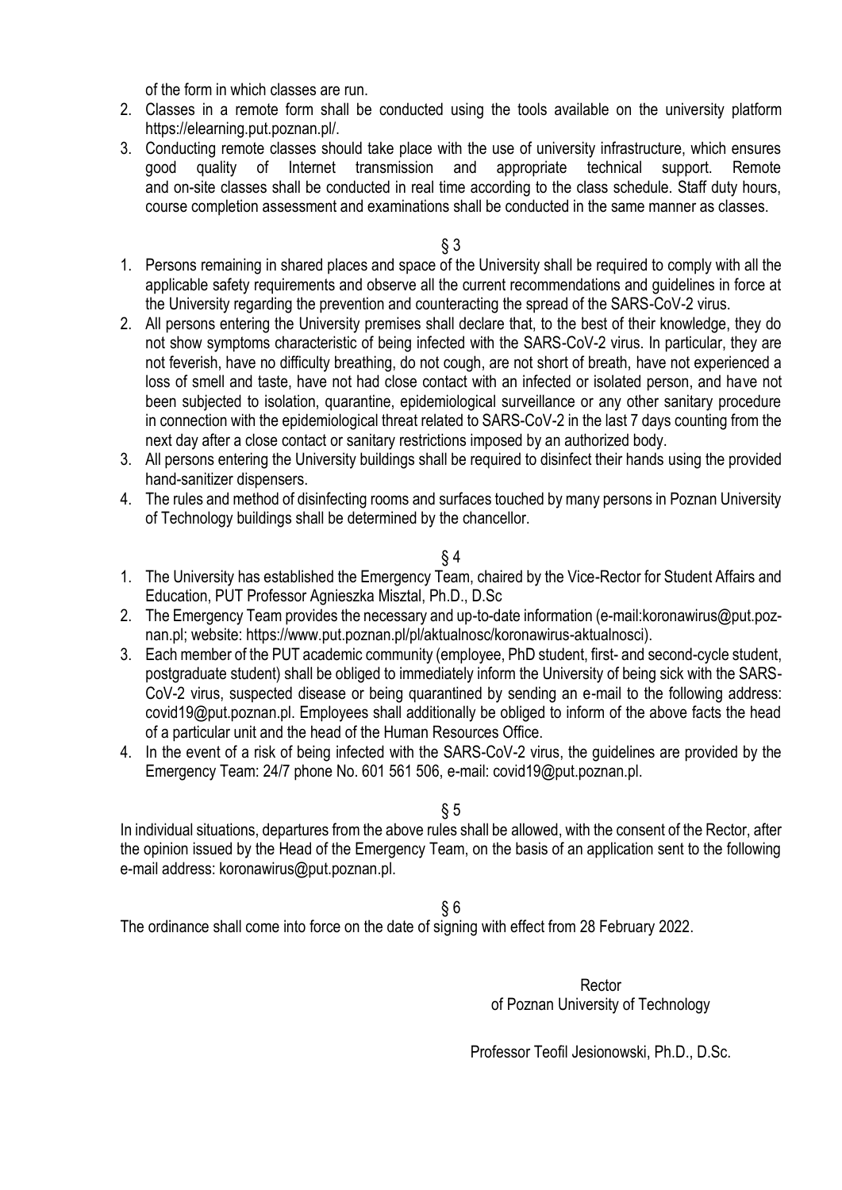of the form in which classes are run.

2. Classes in a remote form shall be conducted using the tools available on the university platform https://elearning.put.poznan.pl/.
3. Conducting remote classes should take place with the use of university infrastructure, which ensures good quality of Internet transmission and appropriate technical support. Remote and on-site classes shall be conducted in real time according to the class schedule. Staff duty hours, course completion assessment and examinations shall be conducted in the same manner as classes.

§ 3

1. Persons remaining in shared places and space of the University shall be required to comply with all the applicable safety requirements and observe all the current recommendations and guidelines in force at the University regarding the prevention and counteracting the spread of the SARS-CoV-2 virus.
2. All persons entering the University premises shall declare that, to the best of their knowledge, they do not show symptoms characteristic of being infected with the SARS-CoV-2 virus. In particular, they are not feverish, have no difficulty breathing, do not cough, are not short of breath, have not experienced a loss of smell and taste, have not had close contact with an infected or isolated person, and have not been subjected to isolation, quarantine, epidemiological surveillance or any other sanitary procedure in connection with the epidemiological threat related to SARS-CoV-2 in the last 7 days counting from the next day after a close contact or sanitary restrictions imposed by an authorized body.
3. All persons entering the University buildings shall be required to disinfect their hands using the provided hand-sanitizer dispensers.
4. The rules and method of disinfecting rooms and surfaces touched by many persons in Poznan University of Technology buildings shall be determined by the chancellor.

§ 4

1. The University has established the Emergency Team, chaired by the Vice-Rector for Student Affairs and Education, PUT Professor Agnieszka Misztal, Ph.D., D.Sc
2. The Emergency Team provides the necessary and up-to-date information (e-mail:koronawirus@put.poznan.pl; website: https://www.put.poznan.pl/pl/aktualnosc/koronawirus-aktualnosci).
3. Each member of the PUT academic community (employee, PhD student, first- and second-cycle student, postgraduate student) shall be obliged to immediately inform the University of being sick with the SARS-CoV-2 virus, suspected disease or being quarantined by sending an e-mail to the following address: covid19@put.poznan.pl. Employees shall additionally be obliged to inform of the above facts the head of a particular unit and the head of the Human Resources Office.
4. In the event of a risk of being infected with the SARS-CoV-2 virus, the guidelines are provided by the Emergency Team: 24/7 phone No. 601 561 506, e-mail: covid19@put.poznan.pl.

§ 5

In individual situations, departures from the above rules shall be allowed, with the consent of the Rector, after the opinion issued by the Head of the Emergency Team, on the basis of an application sent to the following e-mail address: koronawirus@put.poznan.pl.

§ 6

The ordinance shall come into force on the date of signing with effect from 28 February 2022.

Rector
of Poznan University of Technology

Professor Teofil Jesionowski, Ph.D., D.Sc.